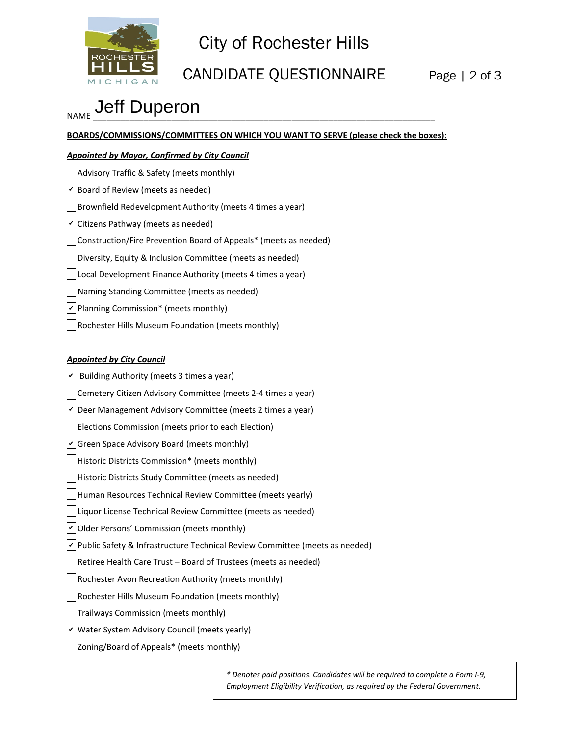# City of Rochester Hills

## CANDIDATE QUESTIONNAIRE

NAME Jeff Duperon

**BOARDS/COMMISSIONS/COMMITTEES ON WHICH YOU WANT TO SERVE (please check the boxes):**

***Appointed by Mayor, Confirmed by City Council***

- [ ] Advisory Traffic & Safety (meets monthly)
- [x] Board of Review (meets as needed)
- [ ] Brownfield Redevelopment Authority (meets 4 times a year)
- [x] Citizens Pathway (meets as needed)
- [ ] Construction/Fire Prevention Board of Appeals* (meets as needed)
- [ ] Diversity, Equity & Inclusion Committee (meets as needed)
- [ ] Local Development Finance Authority (meets 4 times a year)
- [ ] Naming Standing Committee (meets as needed)
- [x] Planning Commission* (meets monthly)
- [ ] Rochester Hills Museum Foundation (meets monthly)

***Appointed by City Council***

- [x] Building Authority (meets 3 times a year)
- [ ] Cemetery Citizen Advisory Committee (meets 2-4 times a year)
- [x] Deer Management Advisory Committee (meets 2 times a year)
- [ ] Elections Commission (meets prior to each Election)
- [x] Green Space Advisory Board (meets monthly)
- [ ] Historic Districts Commission* (meets monthly)
- [ ] Historic Districts Study Committee (meets as needed)
- [ ] Human Resources Technical Review Committee (meets yearly)
- [ ] Liquor License Technical Review Committee (meets as needed)
- [x] Older Persons' Commission (meets monthly)
- [x] Public Safety & Infrastructure Technical Review Committee (meets as needed)
- [ ] Retiree Health Care Trust – Board of Trustees (meets as needed)
- [ ] Rochester Avon Recreation Authority (meets monthly)
- [ ] Rochester Hills Museum Foundation (meets monthly)
- [ ] Trailways Commission (meets monthly)
- [x] Water System Advisory Council (meets yearly)
- [ ] Zoning/Board of Appeals* (meets monthly)

*\* Denotes paid positions. Candidates will be required to complete a Form I-9, Employment Eligibility Verification, as required by the Federal Government.*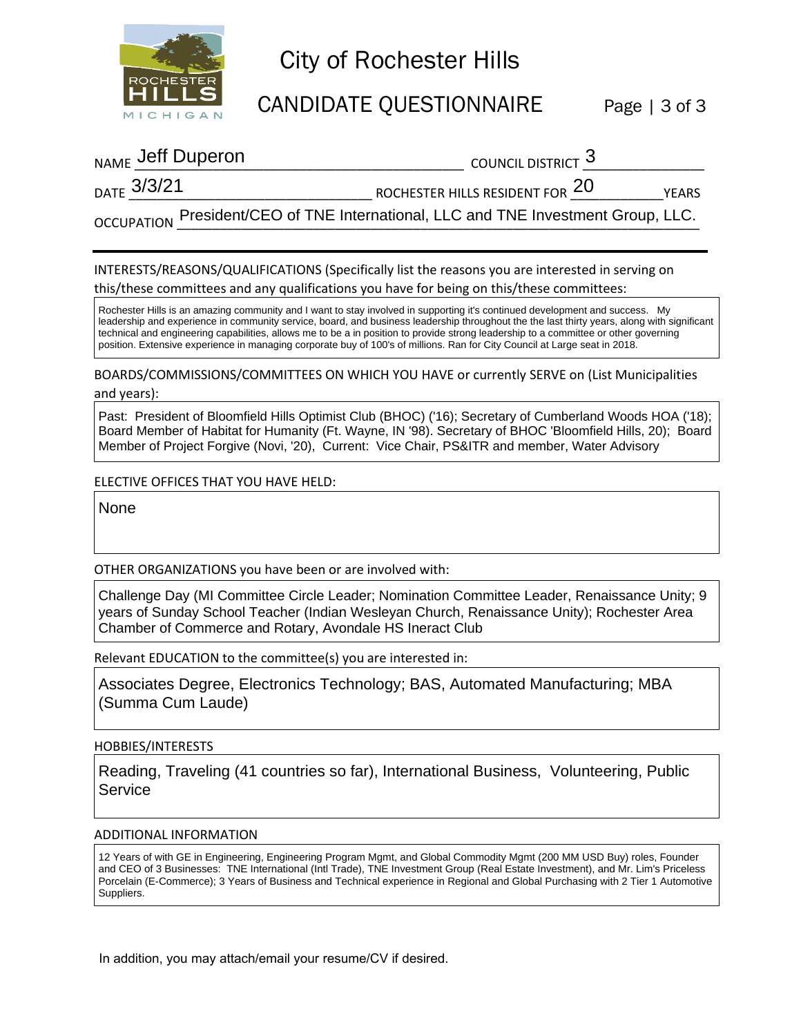# City of Rochester Hills

## CANDIDATE QUESTIONNAIRE

NAME Jeff Duperon COUNCIL DISTRICT 3

DATE 3/3/21 ROCHESTER HILLS RESIDENT FOR 20 YEARS

OCCUPATION President/CEO of TNE International, LLC and TNE Investment Group, LLC.

---

INTERESTS/REASONS/QUALIFICATIONS (Specifically list the reasons you are interested in serving on this/these committees and any qualifications you have for being on this/these committees:

Rochester Hills is an amazing community and I want to stay involved in supporting it's continued development and success. My leadership and experience in community service, board, and business leadership throughout the the last thirty years, along with significant technical and engineering capabilities, allows me to be a in position to provide strong leadership to a committee or other governing position. Extensive experience in managing corporate buy of 100's of millions. Ran for City Council at Large seat in 2018.

BOARDS/COMMISSIONS/COMMITTEES ON WHICH YOU HAVE or currently SERVE on (List Municipalities and years):

Past: President of Bloomfield Hills Optimist Club (BHOC) ('16); Secretary of Cumberland Woods HOA ('18); Board Member of Habitat for Humanity (Ft. Wayne, IN '98). Secretary of BHOC 'Bloomfield Hills, 20); Board Member of Project Forgive (Novi, '20), Current: Vice Chair, PS&ITR and member, Water Advisory

ELECTIVE OFFICES THAT YOU HAVE HELD:

None

OTHER ORGANIZATIONS you have been or are involved with:

Challenge Day (MI Committee Circle Leader; Nomination Committee Leader, Renaissance Unity; 9 years of Sunday School Teacher (Indian Wesleyan Church, Renaissance Unity); Rochester Area Chamber of Commerce and Rotary, Avondale HS Ineract Club

Relevant EDUCATION to the committee(s) you are interested in:

Associates Degree, Electronics Technology; BAS, Automated Manufacturing; MBA (Summa Cum Laude)

HOBBIES/INTERESTS

Reading, Traveling (41 countries so far), International Business, Volunteering, Public Service

ADDITIONAL INFORMATION

12 Years of with GE in Engineering, Engineering Program Mgmt, and Global Commodity Mgmt (200 MM USD Buy) roles, Founder and CEO of 3 Businesses: TNE International (Intl Trade), TNE Investment Group (Real Estate Investment), and Mr. Lim's Priceless Porcelain (E-Commerce); 3 Years of Business and Technical experience in Regional and Global Purchasing with 2 Tier 1 Automotive Suppliers.

In addition, you may attach/email your resume/CV if desired.